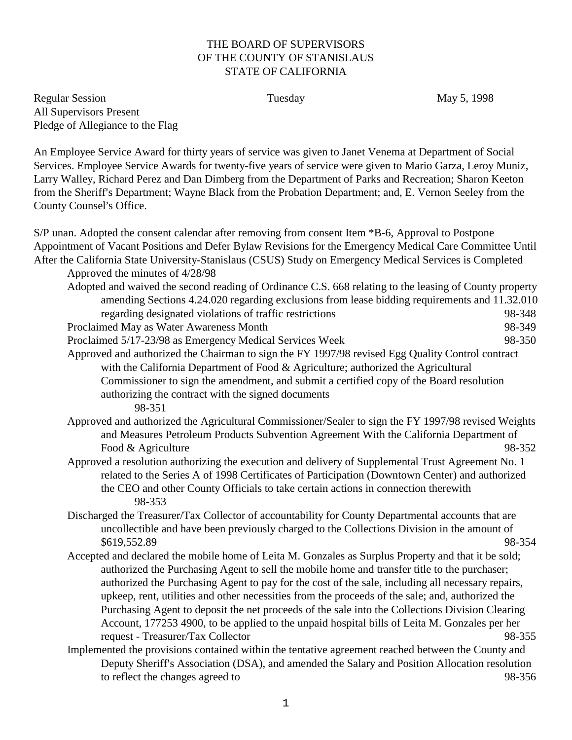THE BOARD OF SUPERVISORS
OF THE COUNTY OF STANISLAUS
STATE OF CALIFORNIA

Regular Session                    Tuesday                    May 5, 1998
All Supervisors Present
Pledge of Allegiance to the Flag

An Employee Service Award for thirty years of service was given to Janet Venema at Department of Social Services. Employee Service Awards for twenty-five years of service were given to Mario Garza, Leroy Muniz, Larry Walley, Richard Perez and Dan Dimberg from the Department of Parks and Recreation; Sharon Keeton from the Sheriff's Department; Wayne Black from the Probation Department; and, E. Vernon Seeley from the County Counsel's Office.

S/P unan. Adopted the consent calendar after removing from consent Item *B-6, Approval to Postpone Appointment of Vacant Positions and Defer Bylaw Revisions for the Emergency Medical Care Committee Until After the California State University-Stanislaus (CSUS) Study on Emergency Medical Services is Completed

- Approved the minutes of 4/28/98
- Adopted and waived the second reading of Ordinance C.S. 668 relating to the leasing of County property amending Sections 4.24.020 regarding exclusions from lease bidding requirements and 11.32.010 regarding designated violations of traffic restrictions 98-348
- Proclaimed May as Water Awareness Month 98-349
- Proclaimed 5/17-23/98 as Emergency Medical Services Week 98-350
- Approved and authorized the Chairman to sign the FY 1997/98 revised Egg Quality Control contract with the California Department of Food & Agriculture; authorized the Agricultural Commissioner to sign the amendment, and submit a certified copy of the Board resolution authorizing the contract with the signed documents 98-351
- Approved and authorized the Agricultural Commissioner/Sealer to sign the FY 1997/98 revised Weights and Measures Petroleum Products Subvention Agreement With the California Department of Food & Agriculture 98-352
- Approved a resolution authorizing the execution and delivery of Supplemental Trust Agreement No. 1 related to the Series A of 1998 Certificates of Participation (Downtown Center) and authorized the CEO and other County Officials to take certain actions in connection therewith 98-353
- Discharged the Treasurer/Tax Collector of accountability for County Departmental accounts that are uncollectible and have been previously charged to the Collections Division in the amount of $619,552.89 98-354
- Accepted and declared the mobile home of Leita M. Gonzales as Surplus Property and that it be sold; authorized the Purchasing Agent to sell the mobile home and transfer title to the purchaser; authorized the Purchasing Agent to pay for the cost of the sale, including all necessary repairs, upkeep, rent, utilities and other necessities from the proceeds of the sale; and, authorized the Purchasing Agent to deposit the net proceeds of the sale into the Collections Division Clearing Account, 177253 4900, to be applied to the unpaid hospital bills of Leita M. Gonzales per her request - Treasurer/Tax Collector 98-355
- Implemented the provisions contained within the tentative agreement reached between the County and Deputy Sheriff's Association (DSA), and amended the Salary and Position Allocation resolution to reflect the changes agreed to 98-356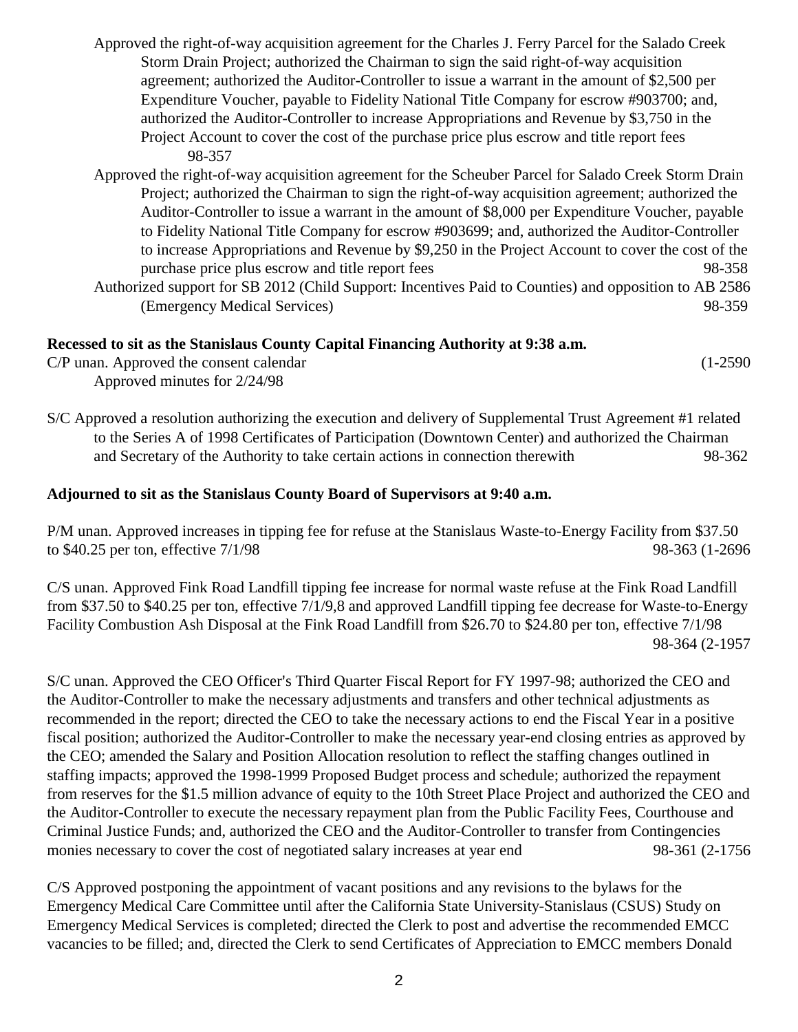Approved the right-of-way acquisition agreement for the Charles J. Ferry Parcel for the Salado Creek Storm Drain Project; authorized the Chairman to sign the said right-of-way acquisition agreement; authorized the Auditor-Controller to issue a warrant in the amount of $2,500 per Expenditure Voucher, payable to Fidelity National Title Company for escrow #903700; and, authorized the Auditor-Controller to increase Appropriations and Revenue by $3,750 in the Project Account to cover the cost of the purchase price plus escrow and title report fees 98-357

Approved the right-of-way acquisition agreement for the Scheuber Parcel for Salado Creek Storm Drain Project; authorized the Chairman to sign the right-of-way acquisition agreement; authorized the Auditor-Controller to issue a warrant in the amount of $8,000 per Expenditure Voucher, payable to Fidelity National Title Company for escrow #903699; and, authorized the Auditor-Controller to increase Appropriations and Revenue by $9,250 in the Project Account to cover the cost of the purchase price plus escrow and title report fees 98-358

Authorized support for SB 2012 (Child Support: Incentives Paid to Counties) and opposition to AB 2586 (Emergency Medical Services) 98-359

**Recessed to sit as the Stanislaus County Capital Financing Authority at 9:38 a.m.**

C/P unan. Approved the consent calendar (1-2590

Approved minutes for 2/24/98

S/C Approved a resolution authorizing the execution and delivery of Supplemental Trust Agreement #1 related to the Series A of 1998 Certificates of Participation (Downtown Center) and authorized the Chairman and Secretary of the Authority to take certain actions in connection therewith 98-362

**Adjourned to sit as the Stanislaus County Board of Supervisors at 9:40 a.m.**

P/M unan. Approved increases in tipping fee for refuse at the Stanislaus Waste-to-Energy Facility from $37.50 to $40.25 per ton, effective 7/1/98 98-363 (1-2696

C/S unan. Approved Fink Road Landfill tipping fee increase for normal waste refuse at the Fink Road Landfill from $37.50 to $40.25 per ton, effective 7/1/9,8 and approved Landfill tipping fee decrease for Waste-to-Energy Facility Combustion Ash Disposal at the Fink Road Landfill from $26.70 to $24.80 per ton, effective 7/1/98 98-364 (2-1957

S/C unan. Approved the CEO Officer's Third Quarter Fiscal Report for FY 1997-98; authorized the CEO and the Auditor-Controller to make the necessary adjustments and transfers and other technical adjustments as recommended in the report; directed the CEO to take the necessary actions to end the Fiscal Year in a positive fiscal position; authorized the Auditor-Controller to make the necessary year-end closing entries as approved by the CEO; amended the Salary and Position Allocation resolution to reflect the staffing changes outlined in staffing impacts; approved the 1998-1999 Proposed Budget process and schedule; authorized the repayment from reserves for the $1.5 million advance of equity to the 10th Street Place Project and authorized the CEO and the Auditor-Controller to execute the necessary repayment plan from the Public Facility Fees, Courthouse and Criminal Justice Funds; and, authorized the CEO and the Auditor-Controller to transfer from Contingencies monies necessary to cover the cost of negotiated salary increases at year end 98-361 (2-1756

C/S Approved postponing the appointment of vacant positions and any revisions to the bylaws for the Emergency Medical Care Committee until after the California State University-Stanislaus (CSUS) Study on Emergency Medical Services is completed; directed the Clerk to post and advertise the recommended EMCC vacancies to be filled; and, directed the Clerk to send Certificates of Appreciation to EMCC members Donald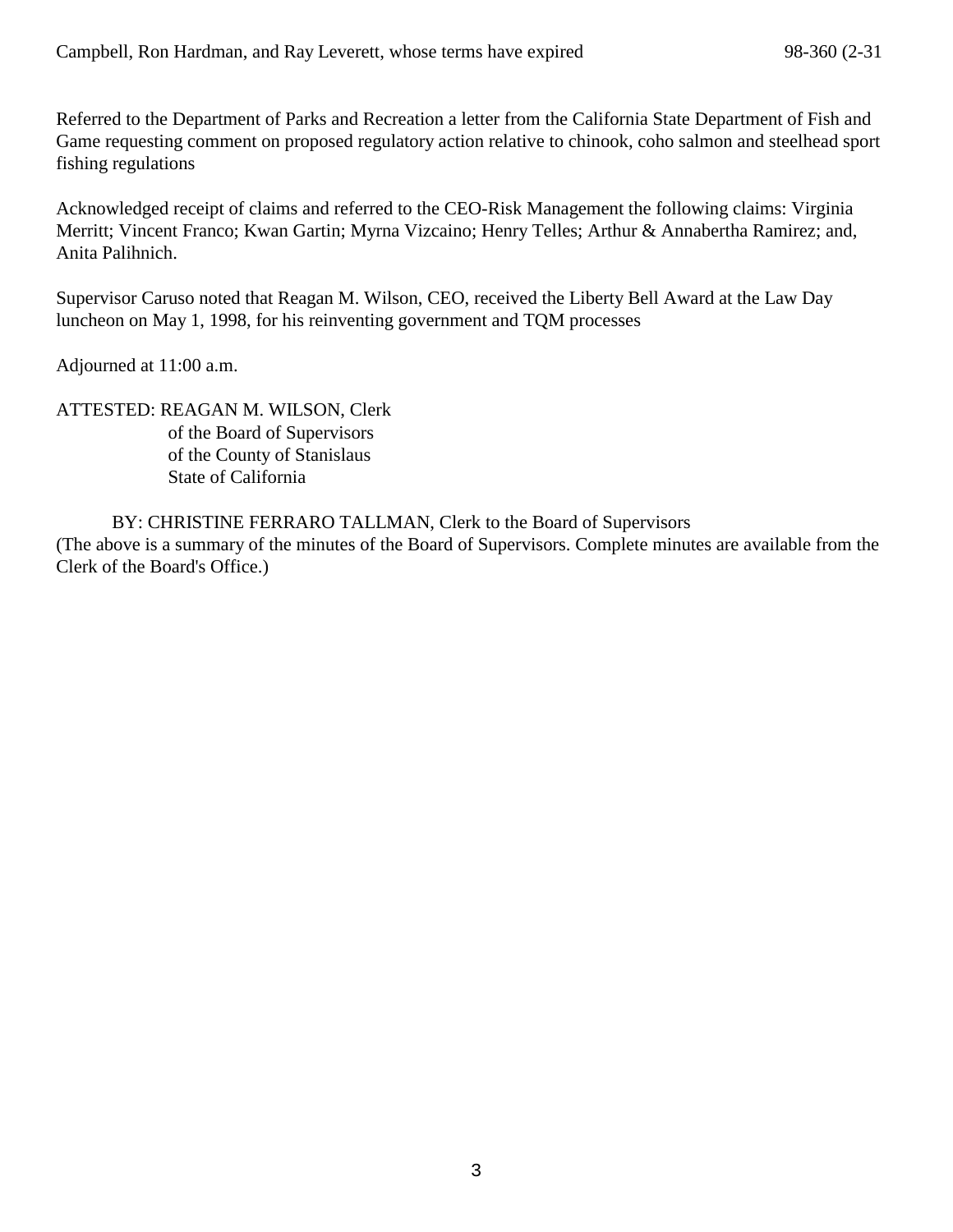Campbell, Ron Hardman, and Ray Leverett, whose terms have expired 98-360 (2-31

Referred to the Department of Parks and Recreation a letter from the California State Department of Fish and Game requesting comment on proposed regulatory action relative to chinook, coho salmon and steelhead sport fishing regulations

Acknowledged receipt of claims and referred to the CEO-Risk Management the following claims: Virginia Merritt; Vincent Franco; Kwan Gartin; Myrna Vizcaino; Henry Telles; Arthur & Annabertha Ramirez; and, Anita Palihnich.

Supervisor Caruso noted that Reagan M. Wilson, CEO, received the Liberty Bell Award at the Law Day luncheon on May 1, 1998, for his reinventing government and TQM processes

Adjourned at 11:00 a.m.

ATTESTED: REAGAN M. WILSON, Clerk
of the Board of Supervisors
of the County of Stanislaus
State of California

BY: CHRISTINE FERRARO TALLMAN, Clerk to the Board of Supervisors
(The above is a summary of the minutes of the Board of Supervisors. Complete minutes are available from the Clerk of the Board's Office.)